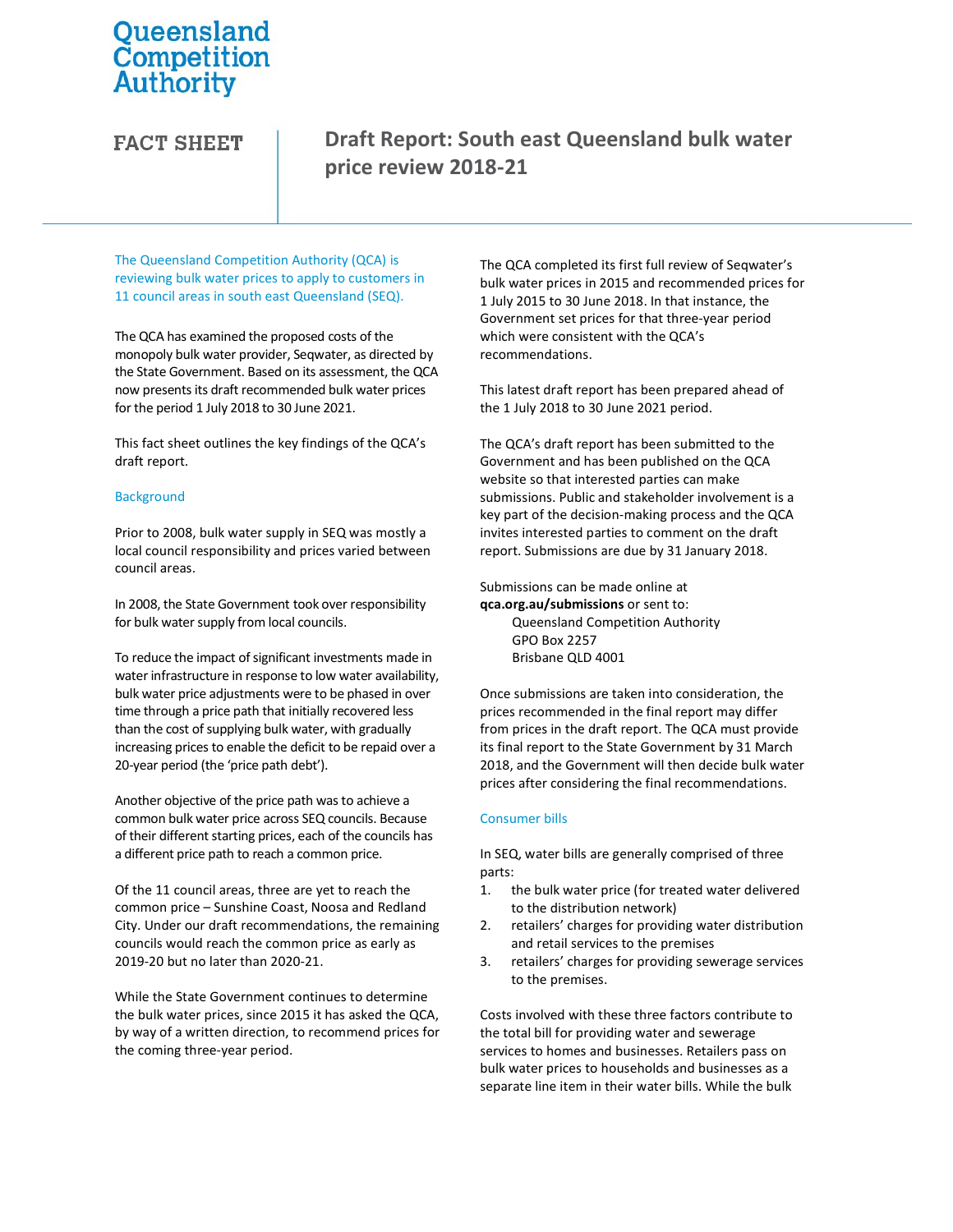Queensland Competition Authority

FACT SHEET

# Draft Report: South east Queensland bulk water price review 2018-21

The Queensland Competition Authority (QCA) is reviewing bulk water prices to apply to customers in 11 council areas in south east Queensland (SEQ).

The QCA has examined the proposed costs of the monopoly bulk water provider, Seqwater, as directed by the State Government. Based on its assessment, the QCA now presents its draft recommended bulk water prices for the period 1 July 2018 to 30 June 2021.

This fact sheet outlines the key findings of the QCA's draft report.

## Background

Prior to 2008, bulk water supply in SEQ was mostly a local council responsibility and prices varied between council areas.

In 2008, the State Government took over responsibility for bulk water supply from local councils.

To reduce the impact of significant investments made in water infrastructure in response to low water availability, bulk water price adjustments were to be phased in over time through a price path that initially recovered less than the cost of supplying bulk water, with gradually increasing prices to enable the deficit to be repaid over a 20-year period (the 'price path debt').

Another objective of the price path was to achieve a common bulk water price across SEQ councils. Because of their different starting prices, each of the councils has a different price path to reach a common price.

Of the 11 council areas, three are yet to reach the common price – Sunshine Coast, Noosa and Redland City. Under our draft recommendations, the remaining councils would reach the common price as early as 2019-20 but no later than 2020-21.

While the State Government continues to determine the bulk water prices, since 2015 it has asked the QCA, by way of a written direction, to recommend prices for the coming three-year period.

The QCA completed its first full review of Seqwater's bulk water prices in 2015 and recommended prices for 1 July 2015 to 30 June 2018. In that instance, the Government set prices for that three-year period which were consistent with the QCA's recommendations.

This latest draft report has been prepared ahead of the 1 July 2018 to 30 June 2021 period.

The QCA's draft report has been submitted to the Government and has been published on the QCA website so that interested parties can make submissions. Public and stakeholder involvement is a key part of the decision-making process and the QCA invites interested parties to comment on the draft report. Submissions are due by 31 January 2018.

Submissions can be made online at **qca.org.au/submissions** or sent to:

Queensland Competition Authority
GPO Box 2257
Brisbane QLD 4001

Once submissions are taken into consideration, the prices recommended in the final report may differ from prices in the draft report. The QCA must provide its final report to the State Government by 31 March 2018, and the Government will then decide bulk water prices after considering the final recommendations.

## Consumer bills

In SEQ, water bills are generally comprised of three parts:

1. the bulk water price (for treated water delivered to the distribution network)
2. retailers' charges for providing water distribution and retail services to the premises
3. retailers' charges for providing sewerage services to the premises.

Costs involved with these three factors contribute to the total bill for providing water and sewerage services to homes and businesses. Retailers pass on bulk water prices to households and businesses as a separate line item in their water bills. While the bulk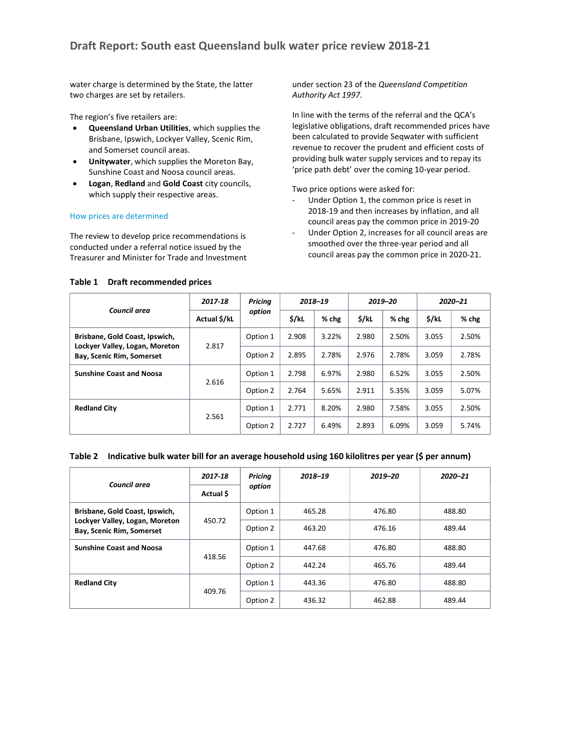water charge is determined by the State, the latter two charges are set by retailers.

The region's five retailers are:

- **Queensland Urban Utilities**, which supplies the Brisbane, Ipswich, Lockyer Valley, Scenic Rim, and Somerset council areas.
- **Unitywater**, which supplies the Moreton Bay, Sunshine Coast and Noosa council areas.
- **Logan**, **Redland** and **Gold Coast** city councils, which supply their respective areas.

### How prices are determined

The review to develop price recommendations is conducted under a referral notice issued by the Treasurer and Minister for Trade and Investment under section 23 of the *Queensland Competition Authority Act 1997.*

In line with the terms of the referral and the QCA's legislative obligations, draft recommended prices have been calculated to provide Seqwater with sufficient revenue to recover the prudent and efficient costs of providing bulk water supply services and to repay its 'price path debt' over the coming 10-year period.

Two price options were asked for:

- Under Option 1, the common price is reset in 2018-19 and then increases by inflation, and all council areas pay the common price in 2019-20
- Under Option 2, increases for all council areas are smoothed over the three-year period and all council areas pay the common price in 2020-21.

**Table 1 Draft recommended prices**

| *Council area* | *2017-18* | *Pricing option* | *2018–19* | | *2019–20* | | *2020–21* | |
|---|---|---|---|---|---|---|---|---|
| | **Actual $/kL** | | **$/kL** | **% chg** | **$/kL** | **% chg** | **$/kL** | **% chg** |
| **Brisbane, Gold Coast, Ipswich, Lockyer Valley, Logan, Moreton Bay, Scenic Rim, Somerset** | 2.817 | Option 1 | 2.908 | 3.22% | 2.980 | 2.50% | 3.055 | 2.50% |
| | | Option 2 | 2.895 | 2.78% | 2.976 | 2.78% | 3.059 | 2.78% |
| **Sunshine Coast and Noosa** | 2.616 | Option 1 | 2.798 | 6.97% | 2.980 | 6.52% | 3.055 | 2.50% |
| | | Option 2 | 2.764 | 5.65% | 2.911 | 5.35% | 3.059 | 5.07% |
| **Redland City** | 2.561 | Option 1 | 2.771 | 8.20% | 2.980 | 7.58% | 3.055 | 2.50% |
| | | Option 2 | 2.727 | 6.49% | 2.893 | 6.09% | 3.059 | 5.74% |

**Table 2 Indicative bulk water bill for an average household using 160 kilolitres per year ($ per annum)**

| *Council area* | *2017-18* | *Pricing option* | *2018–19* | *2019–20* | *2020–21* |
|---|---|---|---|---|---|
| | **Actual $** | | | | |
| **Brisbane, Gold Coast, Ipswich, Lockyer Valley, Logan, Moreton Bay, Scenic Rim, Somerset** | 450.72 | Option 1 | 465.28 | 476.80 | 488.80 |
| | | Option 2 | 463.20 | 476.16 | 489.44 |
| **Sunshine Coast and Noosa** | 418.56 | Option 1 | 447.68 | 476.80 | 488.80 |
| | | Option 2 | 442.24 | 465.76 | 489.44 |
| **Redland City** | 409.76 | Option 1 | 443.36 | 476.80 | 488.80 |
| | | Option 2 | 436.32 | 462.88 | 489.44 |